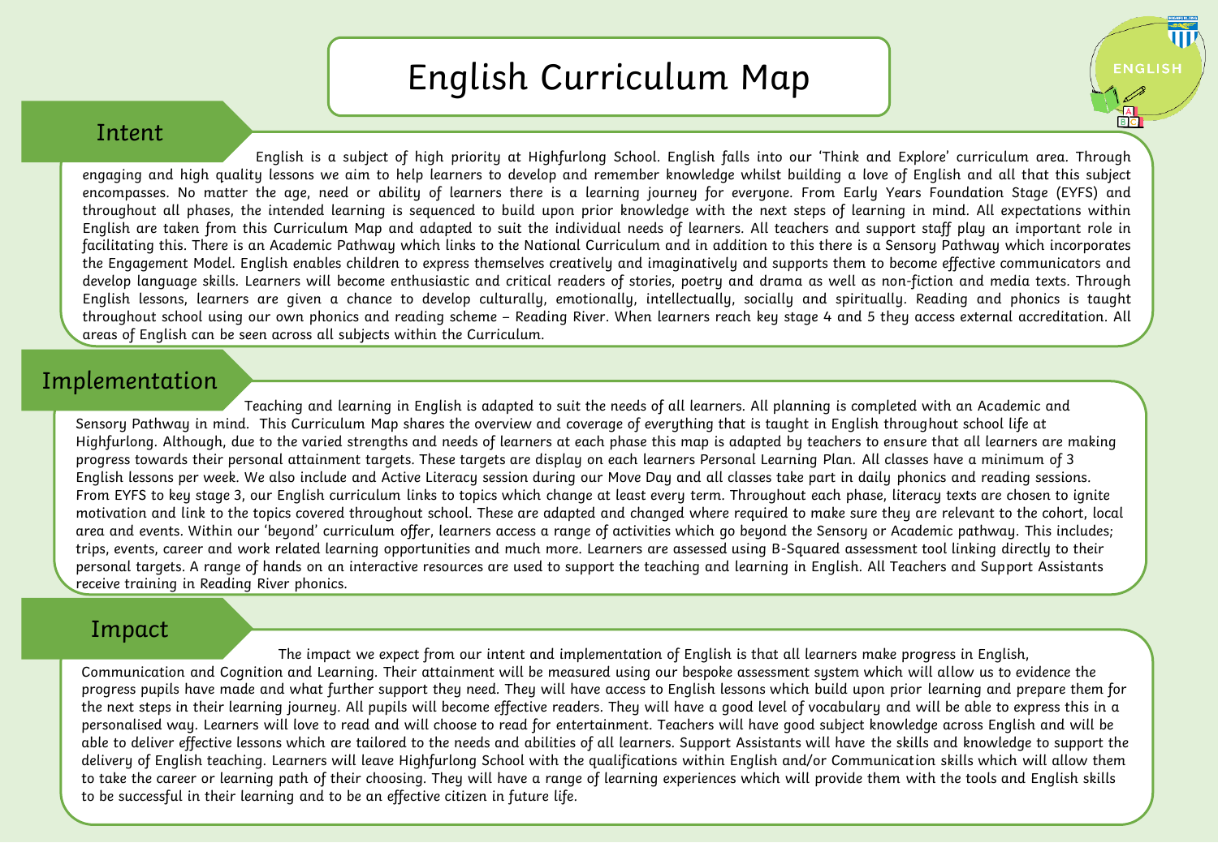# English Curriculum Map

## Intent

English is a subject of high priority at Highfurlong School. English falls into our 'Think and Explore' curriculum area. Through engaging and high quality lessons we aim to help learners to develop and remember knowledge whilst building a love of English and all that this subject encompasses. No matter the age, need or ability of learners there is a learning journey for everyone. From Early Years Foundation Stage (EYFS) and throughout all phases, the intended learning is sequenced to build upon prior knowledge with the next steps of learning in mind. All expectations within English are taken from this Curriculum Map and adapted to suit the individual needs of learners. All teachers and support staff play an important role in facilitating this. There is an Academic Pathway which links to the National Curriculum and in addition to this there is a Sensory Pathway which incorporates the Engagement Model. English enables children to express themselves creatively and imaginatively and supports them to become effective communicators and develop language skills. Learners will become enthusiastic and critical readers of stories, poetry and drama as well as non-fiction and media texts. Through English lessons, learners are given a chance to develop culturally, emotionally, intellectually, socially and spiritually. Reading and phonics is taught throughout school using our own phonics and reading scheme – Reading River. When learners reach key stage 4 and 5 they access external accreditation. All areas of English can be seen across all subjects within the Curriculum.

## Implementation

Teaching and learning in English is adapted to suit the needs of all learners. All planning is completed with an Academic and Sensory Pathway in mind. This Curriculum Map shares the overview and coverage of everything that is taught in English throughout school life at Highfurlong. Although, due to the varied strengths and needs of learners at each phase this map is adapted by teachers to ensure that all learners are making progress towards their personal attainment targets. These targets are display on each learners Personal Learning Plan. All classes have a minimum of 3 English lessons per week. We also include and Active Literacy session during our Move Day and all classes take part in daily phonics and reading sessions. From EYFS to key stage 3, our English curriculum links to topics which change at least every term. Throughout each phase, literacy texts are chosen to ignite motivation and link to the topics covered throughout school. These are adapted and changed where required to make sure they are relevant to the cohort, local area and events. Within our 'beyond' curriculum offer, learners access a range of activities which go beyond the Sensory or Academic pathway. This includes; trips, events, career and work related learning opportunities and much more. Learners are assessed using B-Squared assessment tool linking directly to their personal targets. A range of hands on an interactive resources are used to support the teaching and learning in English. All Teachers and Support Assistants receive training in Reading River phonics.

## Impact

The impact we expect from our intent and implementation of English is that all learners make progress in English, Communication and Cognition and Learning. Their attainment will be measured using our bespoke assessment system which will allow us to evidence the progress pupils have made and what further support they need. They will have access to English lessons which build upon prior learning and prepare them for the next steps in their learning journey. All pupils will become effective readers. They will have a good level of vocabulary and will be able to express this in a personalised way. Learners will love to read and will choose to read for entertainment. Teachers will have good subject knowledge across English and will be able to deliver effective lessons which are tailored to the needs and abilities of all learners. Support Assistants will have the skills and knowledge to support the delivery of English teaching. Learners will leave Highfurlong School with the qualifications within English and/or Communication skills which will allow them to take the career or learning path of their choosing. They will have a range of learning experiences which will provide them with the tools and English skills to be successful in their learning and to be an effective citizen in future life.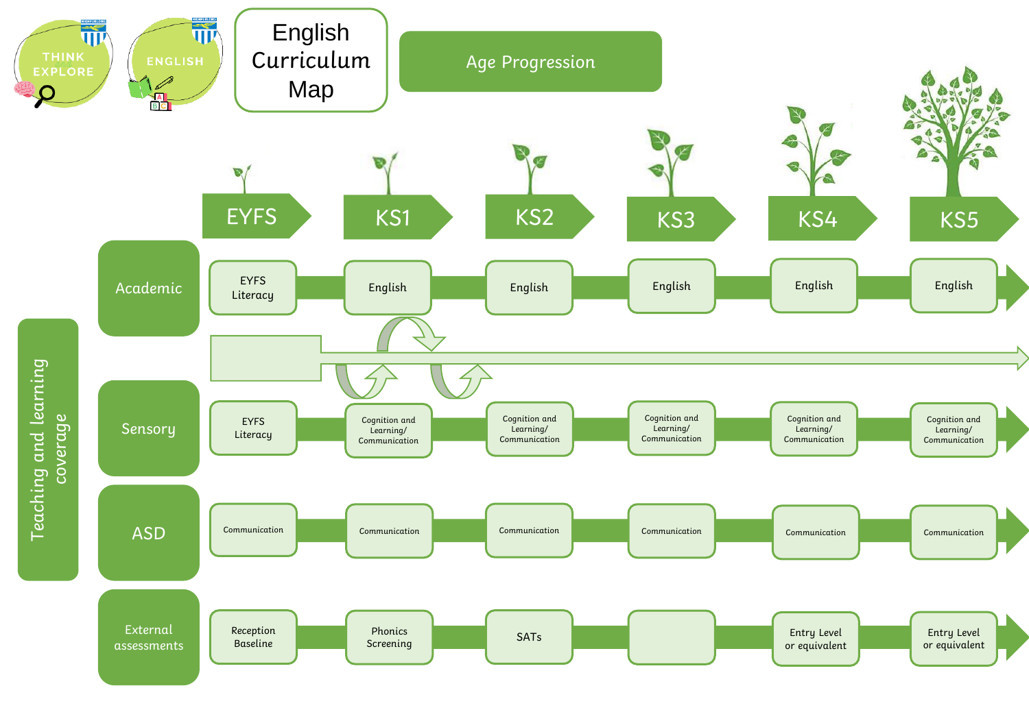# English Curriculum Map

THINK EXPLORE

ENGLISH

## Age Progression

**Teaching and learning coverage**

| | EYFS | KS1 | KS2 | KS3 | KS4 | KS5 |
|---|---|---|---|---|---|---|
| Academic | EYFS Literacy | English | English | English | English | English |
| Sensory | EYFS Literacy | Cognition and Learning/ Communication | Cognition and Learning/ Communication | Cognition and Learning/ Communication | Cognition and Learning/ Communication | Cognition and Learning/ Communication |
| ASD | Communication | Communication | Communication | Communication | Communication | Communication |
| External assessments | Reception Baseline | Phonics Screening | SATs | | Entry Level or equivalent | Entry Level or equivalent |